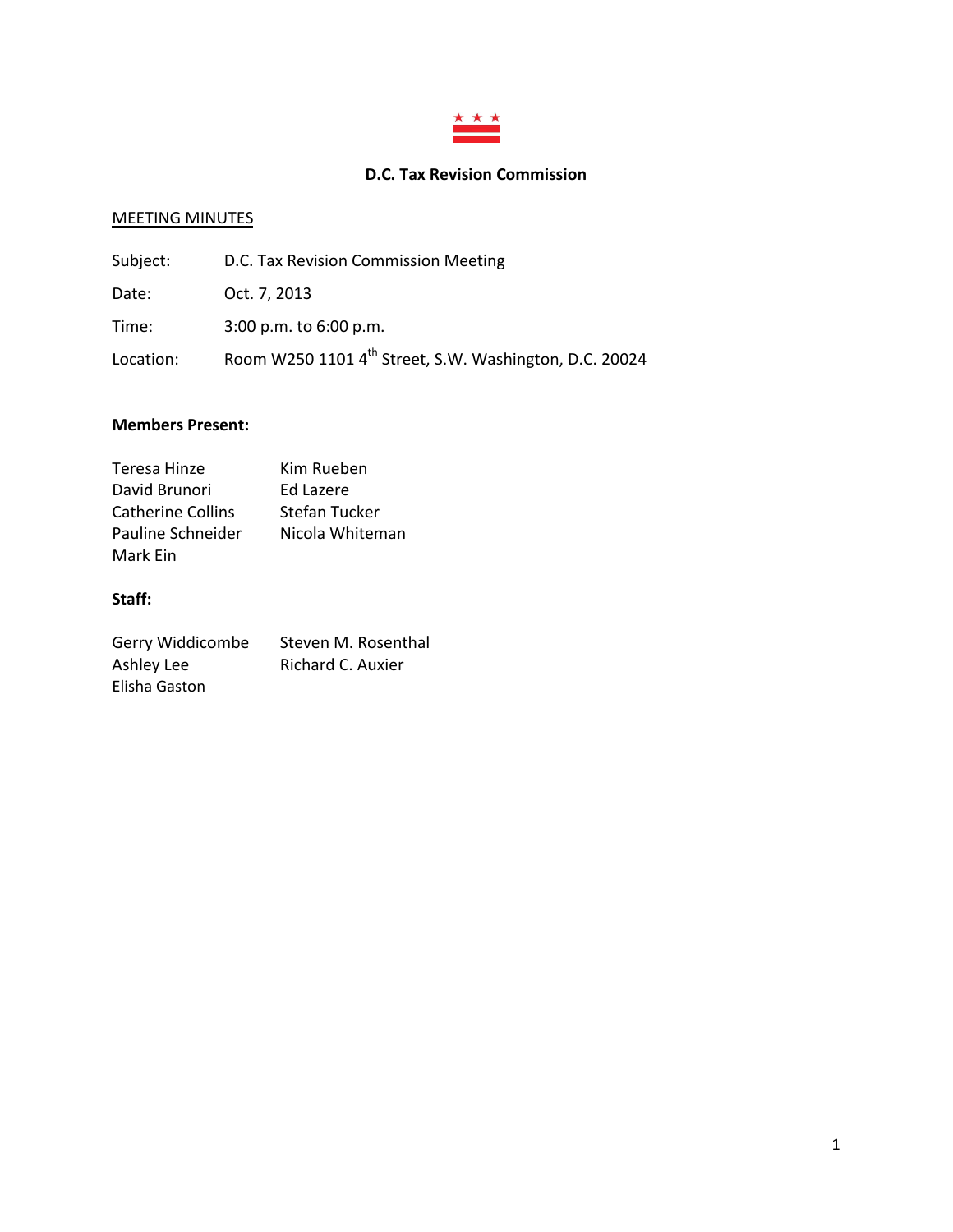# D.C. Tax Revision Commission

MEETING MINUTES

Subject: D.C. Tax Revision Commission Meeting

Date: Oct. 7, 2013

Time: 3:00 p.m. to 6:00 p.m.

Location: Room W250 1101 4th Street, S.W. Washington, D.C. 20024

**Members Present:**

Teresa Hinze
David Brunori
Catherine Collins
Pauline Schneider
Mark Ein
Kim Rueben
Ed Lazere
Stefan Tucker
Nicola Whiteman

**Staff:**

Gerry Widdicombe
Ashley Lee
Elisha Gaston
Steven M. Rosenthal
Richard C. Auxier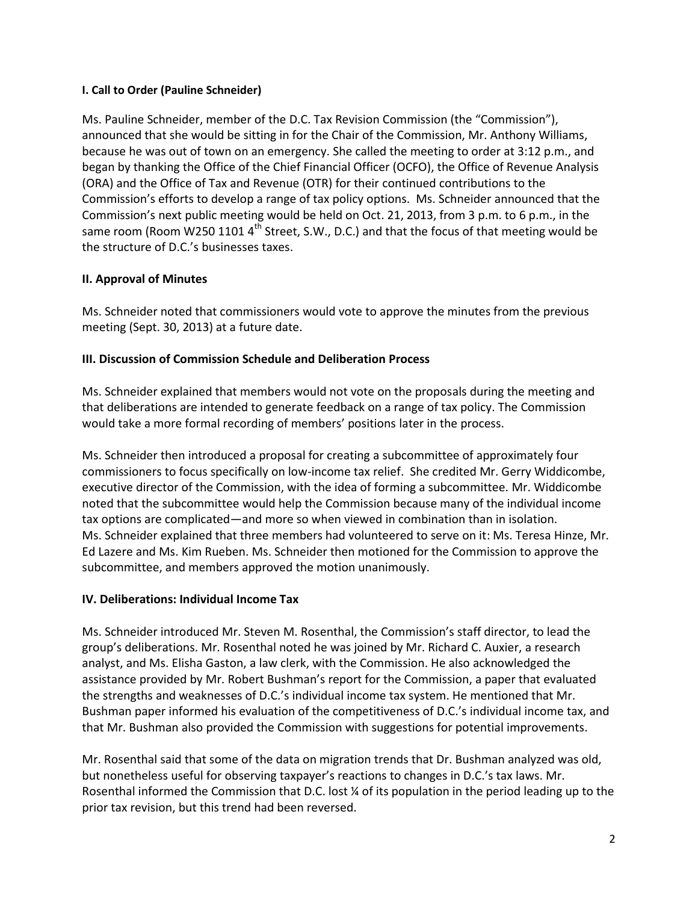### I. Call to Order (Pauline Schneider)

Ms. Pauline Schneider, member of the D.C. Tax Revision Commission (the "Commission"), announced that she would be sitting in for the Chair of the Commission, Mr. Anthony Williams, because he was out of town on an emergency. She called the meeting to order at 3:12 p.m., and began by thanking the Office of the Chief Financial Officer (OCFO), the Office of Revenue Analysis (ORA) and the Office of Tax and Revenue (OTR) for their continued contributions to the Commission's efforts to develop a range of tax policy options. Ms. Schneider announced that the Commission's next public meeting would be held on Oct. 21, 2013, from 3 p.m. to 6 p.m., in the same room (Room W250 1101 4th Street, S.W., D.C.) and that the focus of that meeting would be the structure of D.C.'s businesses taxes.

### II. Approval of Minutes

Ms. Schneider noted that commissioners would vote to approve the minutes from the previous meeting (Sept. 30, 2013) at a future date.

### III. Discussion of Commission Schedule and Deliberation Process

Ms. Schneider explained that members would not vote on the proposals during the meeting and that deliberations are intended to generate feedback on a range of tax policy. The Commission would take a more formal recording of members' positions later in the process.

Ms. Schneider then introduced a proposal for creating a subcommittee of approximately four commissioners to focus specifically on low-income tax relief. She credited Mr. Gerry Widdicombe, executive director of the Commission, with the idea of forming a subcommittee. Mr. Widdicombe noted that the subcommittee would help the Commission because many of the individual income tax options are complicated—and more so when viewed in combination than in isolation. Ms. Schneider explained that three members had volunteered to serve on it: Ms. Teresa Hinze, Mr. Ed Lazere and Ms. Kim Rueben. Ms. Schneider then motioned for the Commission to approve the subcommittee, and members approved the motion unanimously.

### IV. Deliberations: Individual Income Tax

Ms. Schneider introduced Mr. Steven M. Rosenthal, the Commission's staff director, to lead the group's deliberations. Mr. Rosenthal noted he was joined by Mr. Richard C. Auxier, a research analyst, and Ms. Elisha Gaston, a law clerk, with the Commission. He also acknowledged the assistance provided by Mr. Robert Bushman's report for the Commission, a paper that evaluated the strengths and weaknesses of D.C.'s individual income tax system. He mentioned that Mr. Bushman paper informed his evaluation of the competitiveness of D.C.'s individual income tax, and that Mr. Bushman also provided the Commission with suggestions for potential improvements.

Mr. Rosenthal said that some of the data on migration trends that Dr. Bushman analyzed was old, but nonetheless useful for observing taxpayer's reactions to changes in D.C.'s tax laws. Mr. Rosenthal informed the Commission that D.C. lost ¼ of its population in the period leading up to the prior tax revision, but this trend had been reversed.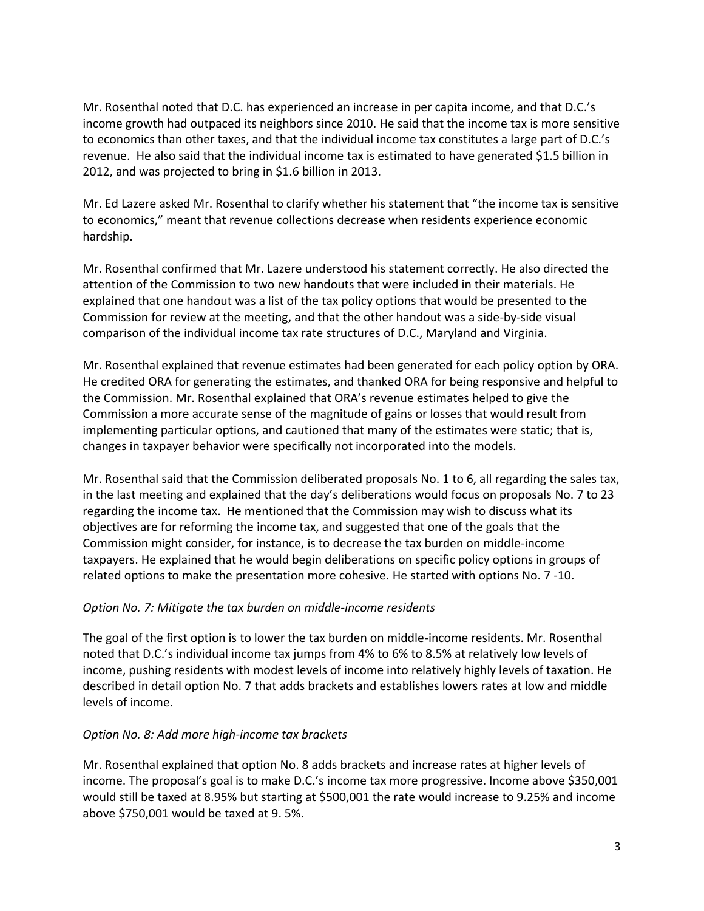Mr. Rosenthal noted that D.C. has experienced an increase in per capita income, and that D.C.'s income growth had outpaced its neighbors since 2010. He said that the income tax is more sensitive to economics than other taxes, and that the individual income tax constitutes a large part of D.C.'s revenue. He also said that the individual income tax is estimated to have generated $1.5 billion in 2012, and was projected to bring in $1.6 billion in 2013.

Mr. Ed Lazere asked Mr. Rosenthal to clarify whether his statement that "the income tax is sensitive to economics," meant that revenue collections decrease when residents experience economic hardship.

Mr. Rosenthal confirmed that Mr. Lazere understood his statement correctly. He also directed the attention of the Commission to two new handouts that were included in their materials. He explained that one handout was a list of the tax policy options that would be presented to the Commission for review at the meeting, and that the other handout was a side-by-side visual comparison of the individual income tax rate structures of D.C., Maryland and Virginia.

Mr. Rosenthal explained that revenue estimates had been generated for each policy option by ORA. He credited ORA for generating the estimates, and thanked ORA for being responsive and helpful to the Commission. Mr. Rosenthal explained that ORA's revenue estimates helped to give the Commission a more accurate sense of the magnitude of gains or losses that would result from implementing particular options, and cautioned that many of the estimates were static; that is, changes in taxpayer behavior were specifically not incorporated into the models.

Mr. Rosenthal said that the Commission deliberated proposals No. 1 to 6, all regarding the sales tax, in the last meeting and explained that the day's deliberations would focus on proposals No. 7 to 23 regarding the income tax. He mentioned that the Commission may wish to discuss what its objectives are for reforming the income tax, and suggested that one of the goals that the Commission might consider, for instance, is to decrease the tax burden on middle-income taxpayers. He explained that he would begin deliberations on specific policy options in groups of related options to make the presentation more cohesive. He started with options No. 7 -10.

*Option No. 7: Mitigate the tax burden on middle-income residents*

The goal of the first option is to lower the tax burden on middle-income residents. Mr. Rosenthal noted that D.C.'s individual income tax jumps from 4% to 6% to 8.5% at relatively low levels of income, pushing residents with modest levels of income into relatively highly levels of taxation. He described in detail option No. 7 that adds brackets and establishes lowers rates at low and middle levels of income.

*Option No. 8: Add more high-income tax brackets*

Mr. Rosenthal explained that option No. 8 adds brackets and increase rates at higher levels of income. The proposal's goal is to make D.C.'s income tax more progressive. Income above $350,001 would still be taxed at 8.95% but starting at $500,001 the rate would increase to 9.25% and income above $750,001 would be taxed at 9. 5%.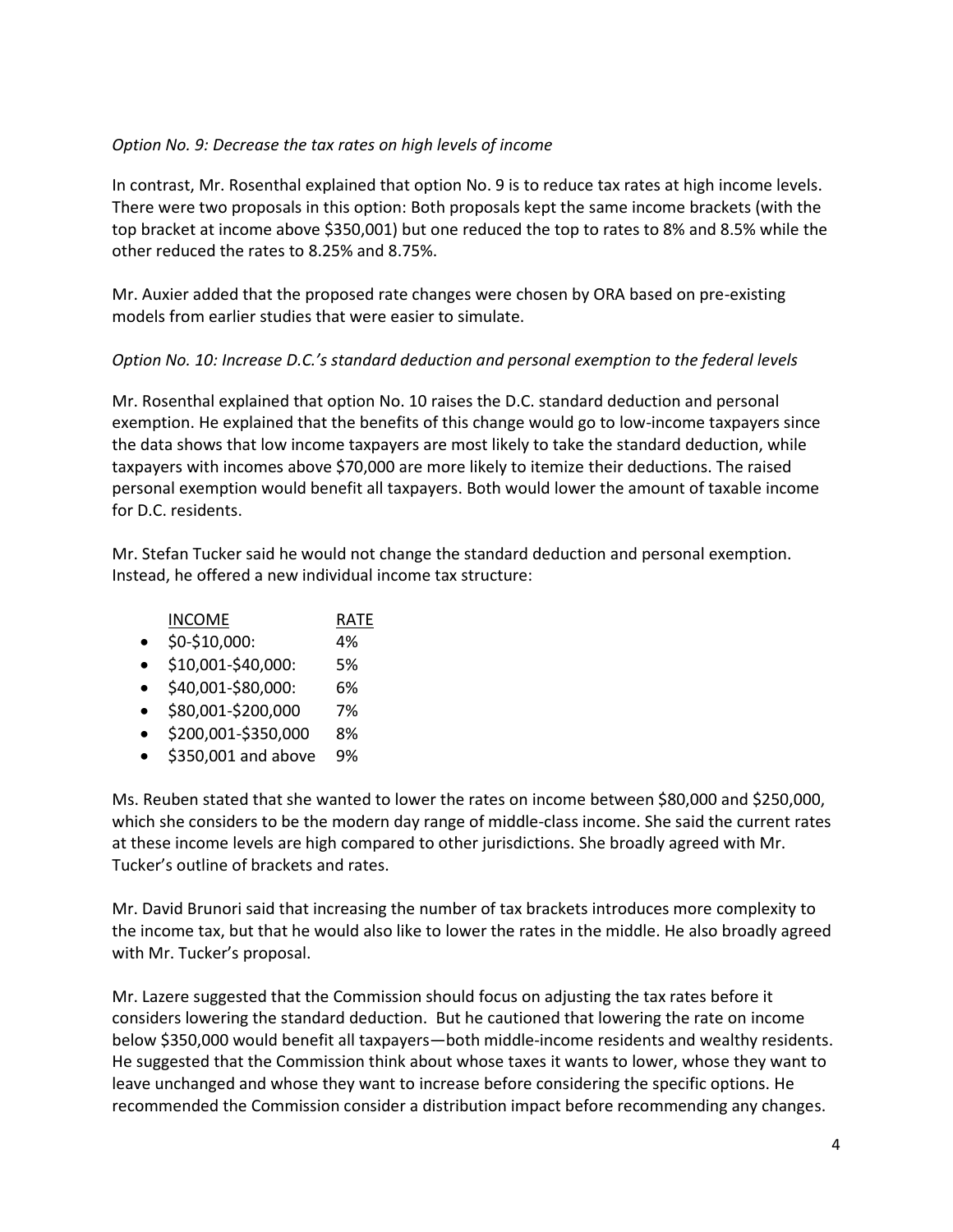*Option No. 9: Decrease the tax rates on high levels of income*

In contrast, Mr. Rosenthal explained that option No. 9 is to reduce tax rates at high income levels. There were two proposals in this option: Both proposals kept the same income brackets (with the top bracket at income above $350,001) but one reduced the top to rates to 8% and 8.5% while the other reduced the rates to 8.25% and 8.75%.

Mr. Auxier added that the proposed rate changes were chosen by ORA based on pre-existing models from earlier studies that were easier to simulate.

*Option No. 10: Increase D.C.'s standard deduction and personal exemption to the federal levels*

Mr. Rosenthal explained that option No. 10 raises the D.C. standard deduction and personal exemption. He explained that the benefits of this change would go to low-income taxpayers since the data shows that low income taxpayers are most likely to take the standard deduction, while taxpayers with incomes above $70,000 are more likely to itemize their deductions. The raised personal exemption would benefit all taxpayers. Both would lower the amount of taxable income for D.C. residents.

Mr. Stefan Tucker said he would not change the standard deduction and personal exemption. Instead, he offered a new individual income tax structure:

| INCOME | RATE |
| --- | --- |
| $0-$10,000: | 4% |
| $10,001-$40,000: | 5% |
| $40,001-$80,000: | 6% |
| $80,001-$200,000 | 7% |
| $200,001-$350,000 | 8% |
| $350,001 and above | 9% |

Ms. Reuben stated that she wanted to lower the rates on income between $80,000 and $250,000, which she considers to be the modern day range of middle-class income. She said the current rates at these income levels are high compared to other jurisdictions. She broadly agreed with Mr. Tucker's outline of brackets and rates.

Mr. David Brunori said that increasing the number of tax brackets introduces more complexity to the income tax, but that he would also like to lower the rates in the middle. He also broadly agreed with Mr. Tucker's proposal.

Mr. Lazere suggested that the Commission should focus on adjusting the tax rates before it considers lowering the standard deduction. But he cautioned that lowering the rate on income below $350,000 would benefit all taxpayers—both middle-income residents and wealthy residents. He suggested that the Commission think about whose taxes it wants to lower, whose they want to leave unchanged and whose they want to increase before considering the specific options. He recommended the Commission consider a distribution impact before recommending any changes.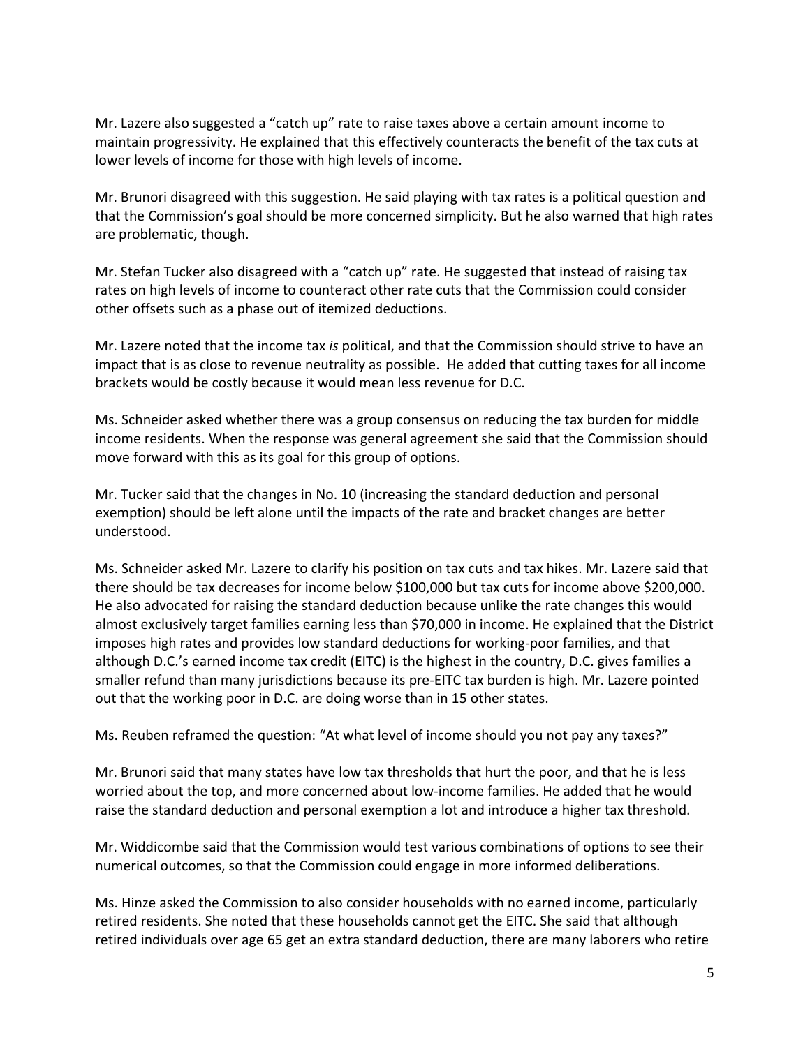Mr. Lazere also suggested a "catch up" rate to raise taxes above a certain amount income to maintain progressivity. He explained that this effectively counteracts the benefit of the tax cuts at lower levels of income for those with high levels of income.

Mr. Brunori disagreed with this suggestion. He said playing with tax rates is a political question and that the Commission's goal should be more concerned simplicity. But he also warned that high rates are problematic, though.

Mr. Stefan Tucker also disagreed with a "catch up" rate. He suggested that instead of raising tax rates on high levels of income to counteract other rate cuts that the Commission could consider other offsets such as a phase out of itemized deductions.

Mr. Lazere noted that the income tax *is* political, and that the Commission should strive to have an impact that is as close to revenue neutrality as possible. He added that cutting taxes for all income brackets would be costly because it would mean less revenue for D.C.

Ms. Schneider asked whether there was a group consensus on reducing the tax burden for middle income residents. When the response was general agreement she said that the Commission should move forward with this as its goal for this group of options.

Mr. Tucker said that the changes in No. 10 (increasing the standard deduction and personal exemption) should be left alone until the impacts of the rate and bracket changes are better understood.

Ms. Schneider asked Mr. Lazere to clarify his position on tax cuts and tax hikes. Mr. Lazere said that there should be tax decreases for income below $100,000 but tax cuts for income above $200,000. He also advocated for raising the standard deduction because unlike the rate changes this would almost exclusively target families earning less than $70,000 in income. He explained that the District imposes high rates and provides low standard deductions for working-poor families, and that although D.C.'s earned income tax credit (EITC) is the highest in the country, D.C. gives families a smaller refund than many jurisdictions because its pre-EITC tax burden is high. Mr. Lazere pointed out that the working poor in D.C. are doing worse than in 15 other states.

Ms. Reuben reframed the question: "At what level of income should you not pay any taxes?"

Mr. Brunori said that many states have low tax thresholds that hurt the poor, and that he is less worried about the top, and more concerned about low-income families. He added that he would raise the standard deduction and personal exemption a lot and introduce a higher tax threshold.

Mr. Widdicombe said that the Commission would test various combinations of options to see their numerical outcomes, so that the Commission could engage in more informed deliberations.

Ms. Hinze asked the Commission to also consider households with no earned income, particularly retired residents. She noted that these households cannot get the EITC. She said that although retired individuals over age 65 get an extra standard deduction, there are many laborers who retire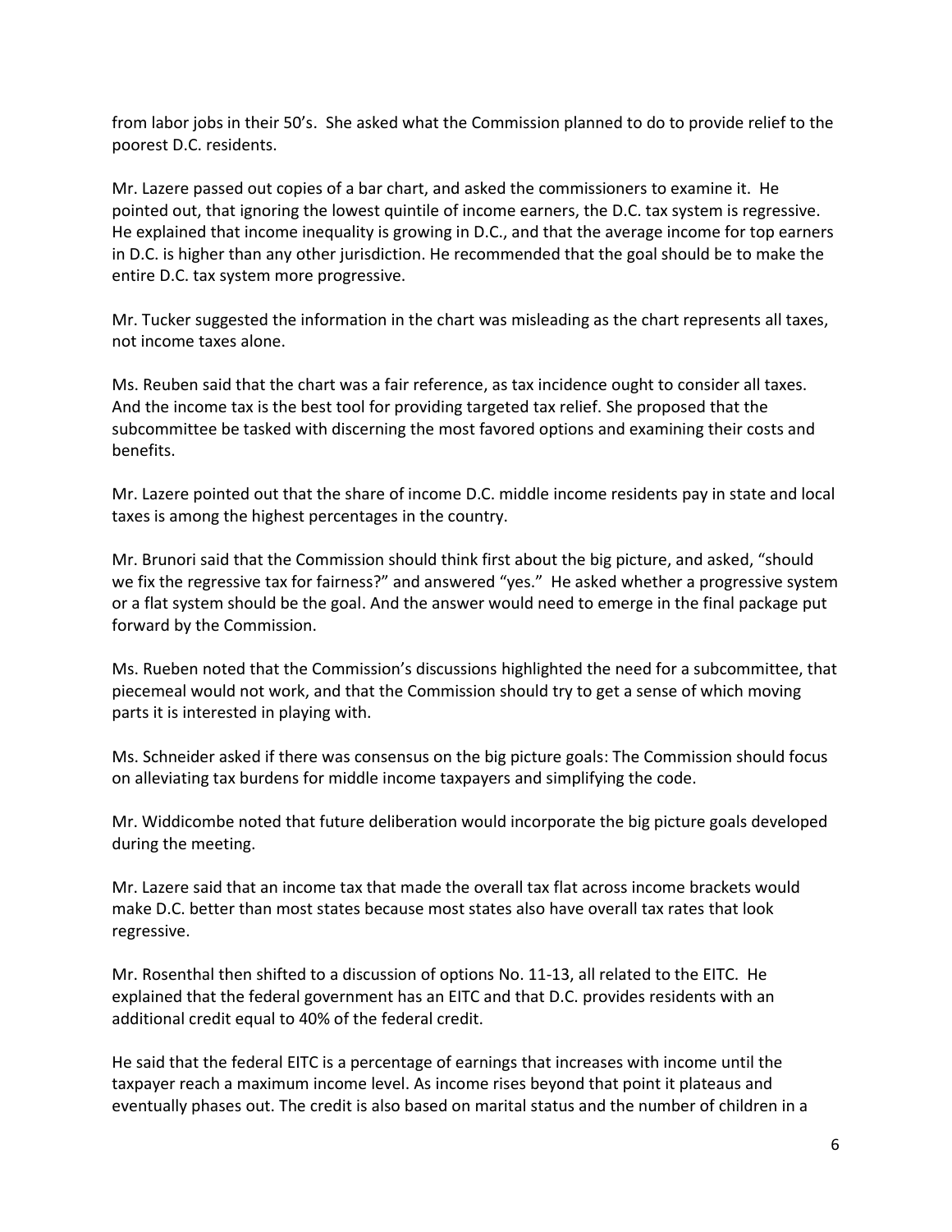from labor jobs in their 50's. She asked what the Commission planned to do to provide relief to the poorest D.C. residents.

Mr. Lazere passed out copies of a bar chart, and asked the commissioners to examine it. He pointed out, that ignoring the lowest quintile of income earners, the D.C. tax system is regressive. He explained that income inequality is growing in D.C., and that the average income for top earners in D.C. is higher than any other jurisdiction. He recommended that the goal should be to make the entire D.C. tax system more progressive.

Mr. Tucker suggested the information in the chart was misleading as the chart represents all taxes, not income taxes alone.

Ms. Reuben said that the chart was a fair reference, as tax incidence ought to consider all taxes. And the income tax is the best tool for providing targeted tax relief. She proposed that the subcommittee be tasked with discerning the most favored options and examining their costs and benefits.

Mr. Lazere pointed out that the share of income D.C. middle income residents pay in state and local taxes is among the highest percentages in the country.

Mr. Brunori said that the Commission should think first about the big picture, and asked, "should we fix the regressive tax for fairness?" and answered "yes." He asked whether a progressive system or a flat system should be the goal. And the answer would need to emerge in the final package put forward by the Commission.

Ms. Rueben noted that the Commission's discussions highlighted the need for a subcommittee, that piecemeal would not work, and that the Commission should try to get a sense of which moving parts it is interested in playing with.

Ms. Schneider asked if there was consensus on the big picture goals: The Commission should focus on alleviating tax burdens for middle income taxpayers and simplifying the code.

Mr. Widdicombe noted that future deliberation would incorporate the big picture goals developed during the meeting.

Mr. Lazere said that an income tax that made the overall tax flat across income brackets would make D.C. better than most states because most states also have overall tax rates that look regressive.

Mr. Rosenthal then shifted to a discussion of options No. 11-13, all related to the EITC. He explained that the federal government has an EITC and that D.C. provides residents with an additional credit equal to 40% of the federal credit.

He said that the federal EITC is a percentage of earnings that increases with income until the taxpayer reach a maximum income level. As income rises beyond that point it plateaus and eventually phases out. The credit is also based on marital status and the number of children in a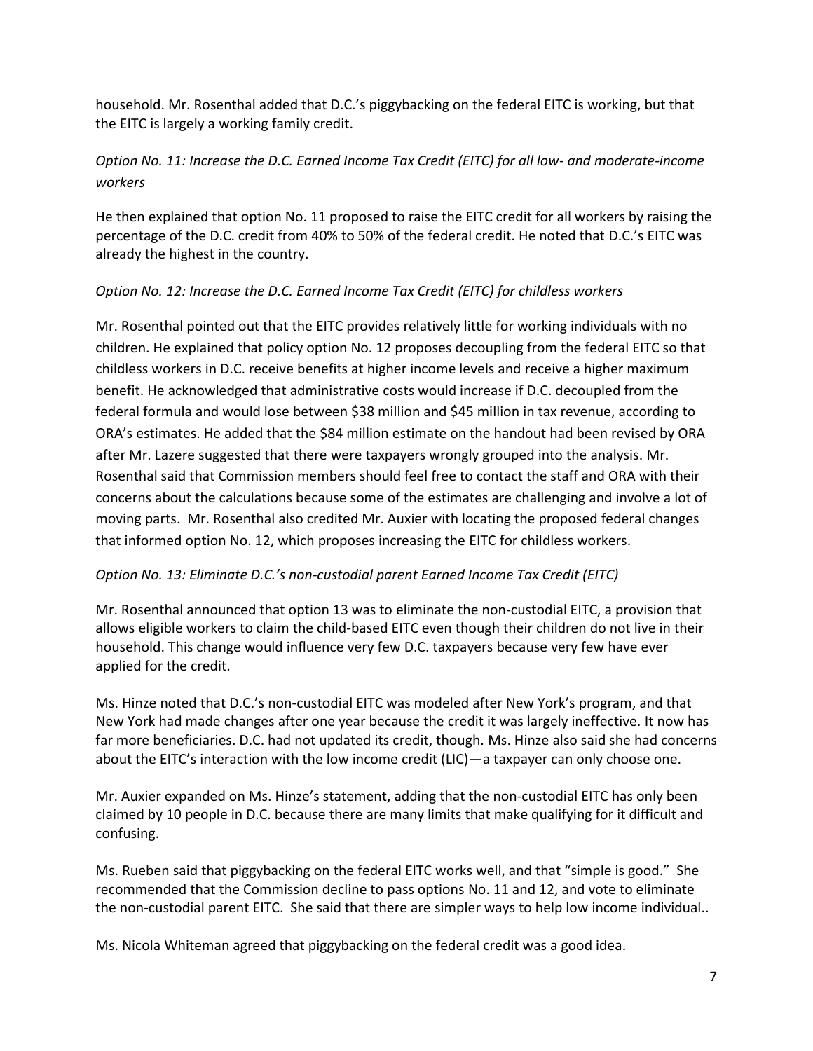household. Mr. Rosenthal added that D.C.'s piggybacking on the federal EITC is working, but that the EITC is largely a working family credit.

*Option No. 11: Increase the D.C. Earned Income Tax Credit (EITC) for all low- and moderate-income workers*

He then explained that option No. 11 proposed to raise the EITC credit for all workers by raising the percentage of the D.C. credit from 40% to 50% of the federal credit. He noted that D.C.'s EITC was already the highest in the country.

*Option No. 12: Increase the D.C. Earned Income Tax Credit (EITC) for childless workers*

Mr. Rosenthal pointed out that the EITC provides relatively little for working individuals with no children. He explained that policy option No. 12 proposes decoupling from the federal EITC so that childless workers in D.C. receive benefits at higher income levels and receive a higher maximum benefit. He acknowledged that administrative costs would increase if D.C. decoupled from the federal formula and would lose between $38 million and $45 million in tax revenue, according to ORA's estimates. He added that the $84 million estimate on the handout had been revised by ORA after Mr. Lazere suggested that there were taxpayers wrongly grouped into the analysis. Mr. Rosenthal said that Commission members should feel free to contact the staff and ORA with their concerns about the calculations because some of the estimates are challenging and involve a lot of moving parts. Mr. Rosenthal also credited Mr. Auxier with locating the proposed federal changes that informed option No. 12, which proposes increasing the EITC for childless workers.

*Option No. 13: Eliminate D.C.'s non-custodial parent Earned Income Tax Credit (EITC)*

Mr. Rosenthal announced that option 13 was to eliminate the non-custodial EITC, a provision that allows eligible workers to claim the child-based EITC even though their children do not live in their household. This change would influence very few D.C. taxpayers because very few have ever applied for the credit.

Ms. Hinze noted that D.C.'s non-custodial EITC was modeled after New York's program, and that New York had made changes after one year because the credit it was largely ineffective. It now has far more beneficiaries. D.C. had not updated its credit, though. Ms. Hinze also said she had concerns about the EITC's interaction with the low income credit (LIC)—a taxpayer can only choose one.

Mr. Auxier expanded on Ms. Hinze's statement, adding that the non-custodial EITC has only been claimed by 10 people in D.C. because there are many limits that make qualifying for it difficult and confusing.

Ms. Rueben said that piggybacking on the federal EITC works well, and that "simple is good." She recommended that the Commission decline to pass options No. 11 and 12, and vote to eliminate the non-custodial parent EITC. She said that there are simpler ways to help low income individual..

Ms. Nicola Whiteman agreed that piggybacking on the federal credit was a good idea.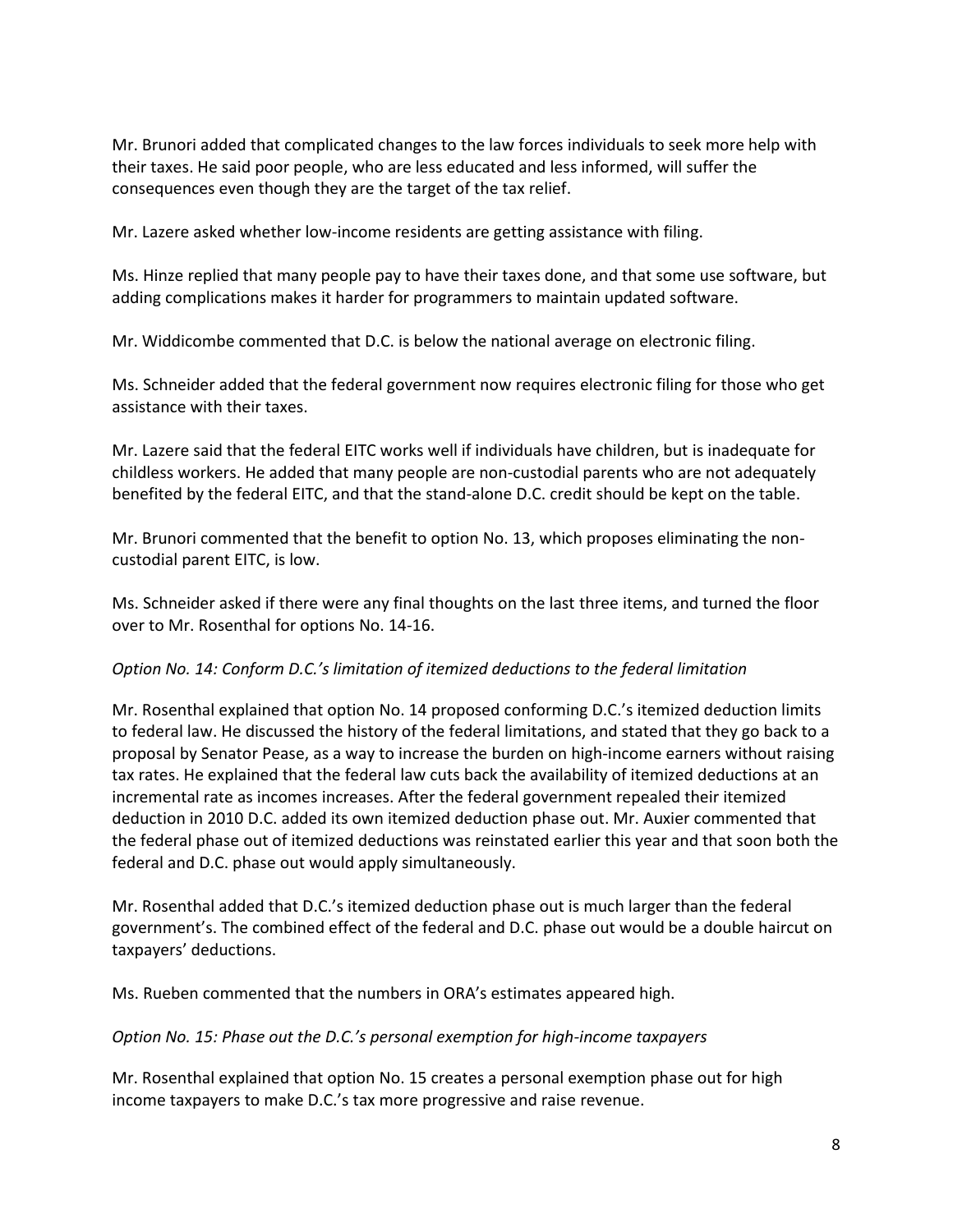Mr. Brunori added that complicated changes to the law forces individuals to seek more help with their taxes. He said poor people, who are less educated and less informed, will suffer the consequences even though they are the target of the tax relief.

Mr. Lazere asked whether low-income residents are getting assistance with filing.

Ms. Hinze replied that many people pay to have their taxes done, and that some use software, but adding complications makes it harder for programmers to maintain updated software.

Mr. Widdicombe commented that D.C. is below the national average on electronic filing.

Ms. Schneider added that the federal government now requires electronic filing for those who get assistance with their taxes.

Mr. Lazere said that the federal EITC works well if individuals have children, but is inadequate for childless workers. He added that many people are non-custodial parents who are not adequately benefited by the federal EITC, and that the stand-alone D.C. credit should be kept on the table.

Mr. Brunori commented that the benefit to option No. 13, which proposes eliminating the non-custodial parent EITC, is low.

Ms. Schneider asked if there were any final thoughts on the last three items, and turned the floor over to Mr. Rosenthal for options No. 14-16.

*Option No. 14: Conform D.C.'s limitation of itemized deductions to the federal limitation*

Mr. Rosenthal explained that option No. 14 proposed conforming D.C.'s itemized deduction limits to federal law. He discussed the history of the federal limitations, and stated that they go back to a proposal by Senator Pease, as a way to increase the burden on high-income earners without raising tax rates. He explained that the federal law cuts back the availability of itemized deductions at an incremental rate as incomes increases. After the federal government repealed their itemized deduction in 2010 D.C. added its own itemized deduction phase out. Mr. Auxier commented that the federal phase out of itemized deductions was reinstated earlier this year and that soon both the federal and D.C. phase out would apply simultaneously.

Mr. Rosenthal added that D.C.'s itemized deduction phase out is much larger than the federal government's. The combined effect of the federal and D.C. phase out would be a double haircut on taxpayers' deductions.

Ms. Rueben commented that the numbers in ORA's estimates appeared high.

*Option No. 15: Phase out the D.C.'s personal exemption for high-income taxpayers*

Mr. Rosenthal explained that option No. 15 creates a personal exemption phase out for high income taxpayers to make D.C.'s tax more progressive and raise revenue.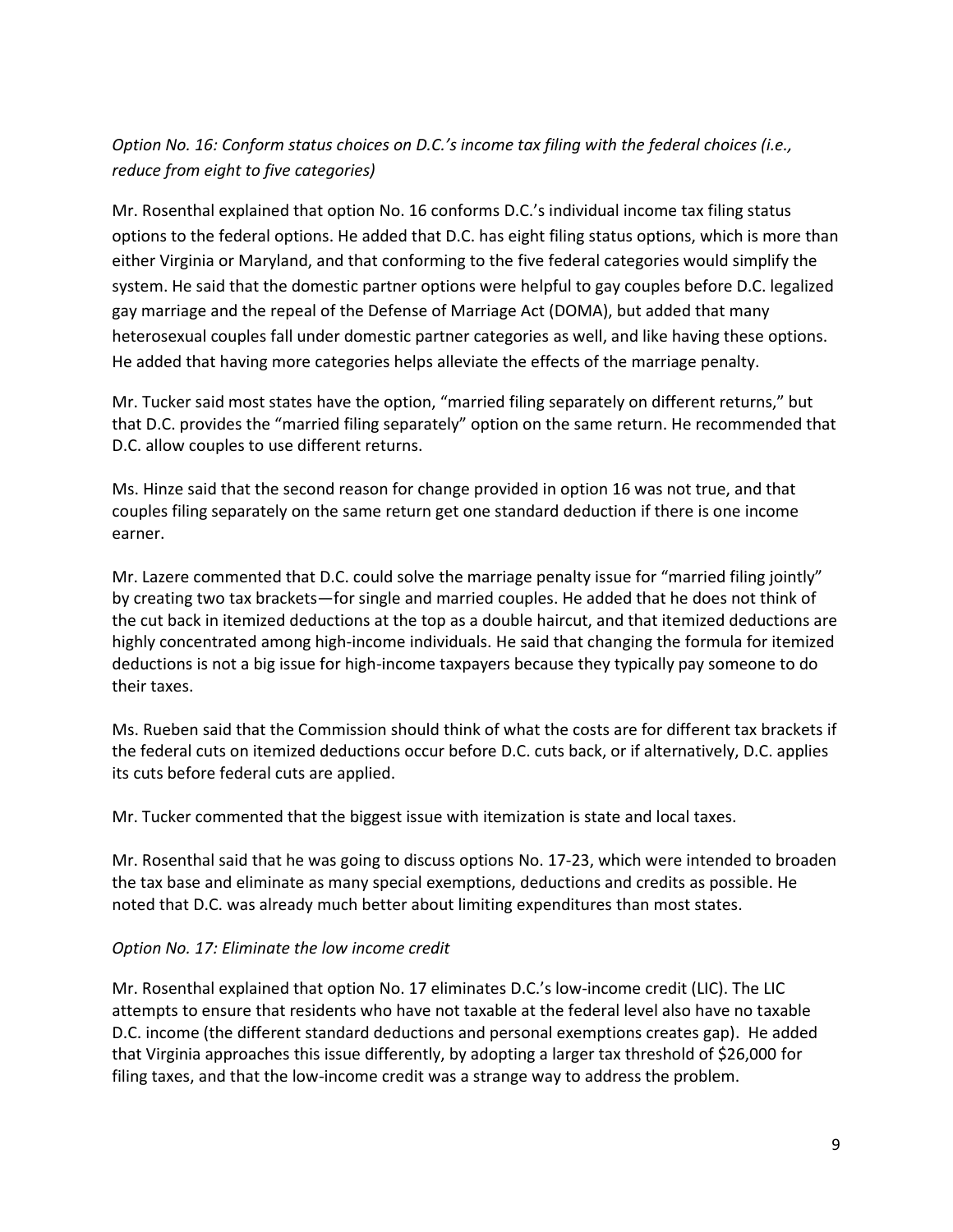*Option No. 16: Conform status choices on D.C.'s income tax filing with the federal choices (i.e., reduce from eight to five categories)*

Mr. Rosenthal explained that option No. 16 conforms D.C.'s individual income tax filing status options to the federal options. He added that D.C. has eight filing status options, which is more than either Virginia or Maryland, and that conforming to the five federal categories would simplify the system. He said that the domestic partner options were helpful to gay couples before D.C. legalized gay marriage and the repeal of the Defense of Marriage Act (DOMA), but added that many heterosexual couples fall under domestic partner categories as well, and like having these options. He added that having more categories helps alleviate the effects of the marriage penalty.

Mr. Tucker said most states have the option, "married filing separately on different returns," but that D.C. provides the "married filing separately" option on the same return. He recommended that D.C. allow couples to use different returns.

Ms. Hinze said that the second reason for change provided in option 16 was not true, and that couples filing separately on the same return get one standard deduction if there is one income earner.

Mr. Lazere commented that D.C. could solve the marriage penalty issue for "married filing jointly" by creating two tax brackets—for single and married couples. He added that he does not think of the cut back in itemized deductions at the top as a double haircut, and that itemized deductions are highly concentrated among high-income individuals. He said that changing the formula for itemized deductions is not a big issue for high-income taxpayers because they typically pay someone to do their taxes.

Ms. Rueben said that the Commission should think of what the costs are for different tax brackets if the federal cuts on itemized deductions occur before D.C. cuts back, or if alternatively, D.C. applies its cuts before federal cuts are applied.

Mr. Tucker commented that the biggest issue with itemization is state and local taxes.

Mr. Rosenthal said that he was going to discuss options No. 17-23, which were intended to broaden the tax base and eliminate as many special exemptions, deductions and credits as possible. He noted that D.C. was already much better about limiting expenditures than most states.

*Option No. 17: Eliminate the low income credit*

Mr. Rosenthal explained that option No. 17 eliminates D.C.'s low-income credit (LIC). The LIC attempts to ensure that residents who have not taxable at the federal level also have no taxable D.C. income (the different standard deductions and personal exemptions creates gap). He added that Virginia approaches this issue differently, by adopting a larger tax threshold of $26,000 for filing taxes, and that the low-income credit was a strange way to address the problem.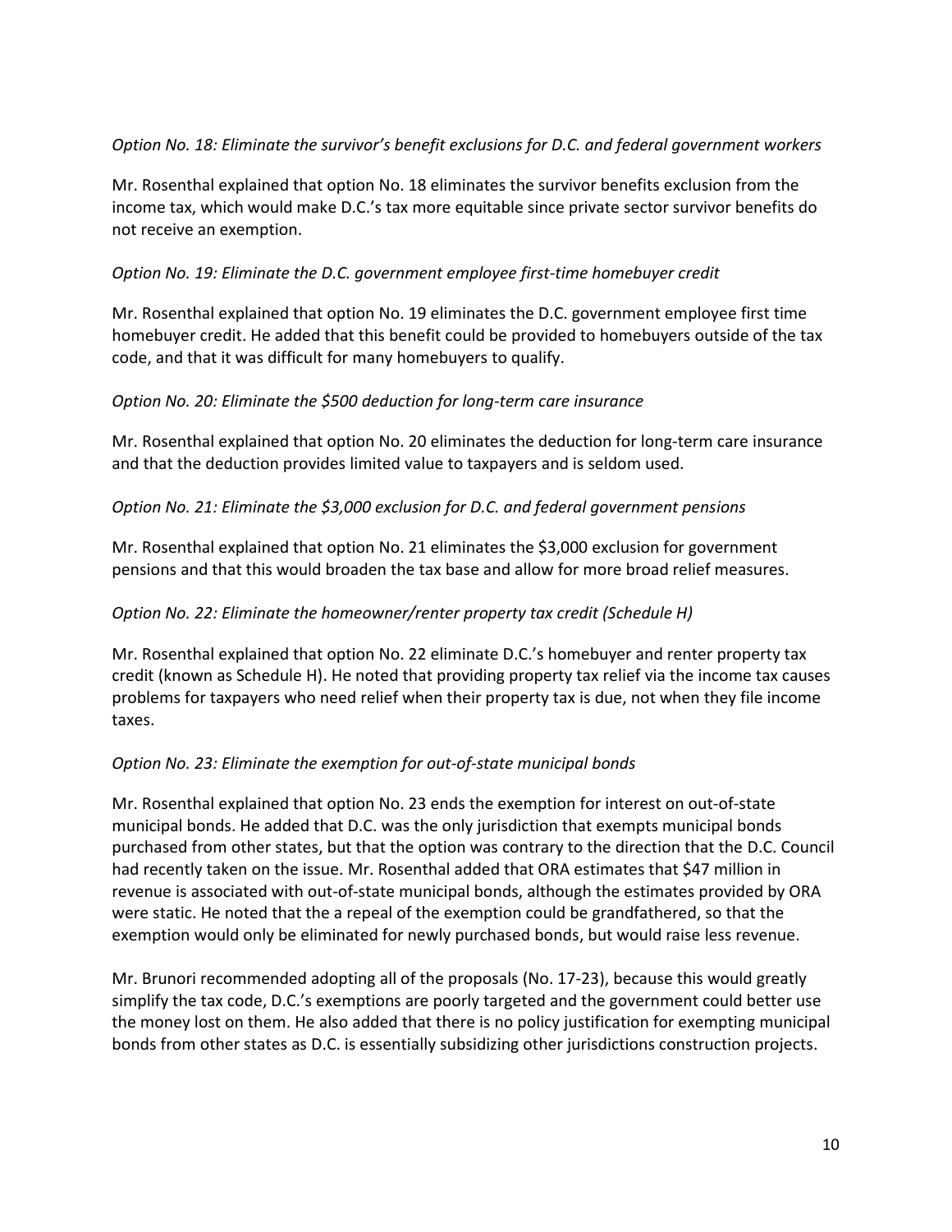*Option No. 18: Eliminate the survivor's benefit exclusions for D.C. and federal government workers*

Mr. Rosenthal explained that option No. 18 eliminates the survivor benefits exclusion from the income tax, which would make D.C.'s tax more equitable since private sector survivor benefits do not receive an exemption.

*Option No. 19: Eliminate the D.C. government employee first-time homebuyer credit*

Mr. Rosenthal explained that option No. 19 eliminates the D.C. government employee first time homebuyer credit. He added that this benefit could be provided to homebuyers outside of the tax code, and that it was difficult for many homebuyers to qualify.

*Option No. 20: Eliminate the $500 deduction for long-term care insurance*

Mr. Rosenthal explained that option No. 20 eliminates the deduction for long-term care insurance and that the deduction provides limited value to taxpayers and is seldom used.

*Option No. 21: Eliminate the $3,000 exclusion for D.C. and federal government pensions*

Mr. Rosenthal explained that option No. 21 eliminates the $3,000 exclusion for government pensions and that this would broaden the tax base and allow for more broad relief measures.

*Option No. 22: Eliminate the homeowner/renter property tax credit (Schedule H)*

Mr. Rosenthal explained that option No. 22 eliminate D.C.'s homebuyer and renter property tax credit (known as Schedule H). He noted that providing property tax relief via the income tax causes problems for taxpayers who need relief when their property tax is due, not when they file income taxes.

*Option No. 23: Eliminate the exemption for out-of-state municipal bonds*

Mr. Rosenthal explained that option No. 23 ends the exemption for interest on out-of-state municipal bonds. He added that D.C. was the only jurisdiction that exempts municipal bonds purchased from other states, but that the option was contrary to the direction that the D.C. Council had recently taken on the issue. Mr. Rosenthal added that ORA estimates that $47 million in revenue is associated with out-of-state municipal bonds, although the estimates provided by ORA were static. He noted that the a repeal of the exemption could be grandfathered, so that the exemption would only be eliminated for newly purchased bonds, but would raise less revenue.

Mr. Brunori recommended adopting all of the proposals (No. 17-23), because this would greatly simplify the tax code, D.C.'s exemptions are poorly targeted and the government could better use the money lost on them. He also added that there is no policy justification for exempting municipal bonds from other states as D.C. is essentially subsidizing other jurisdictions construction projects.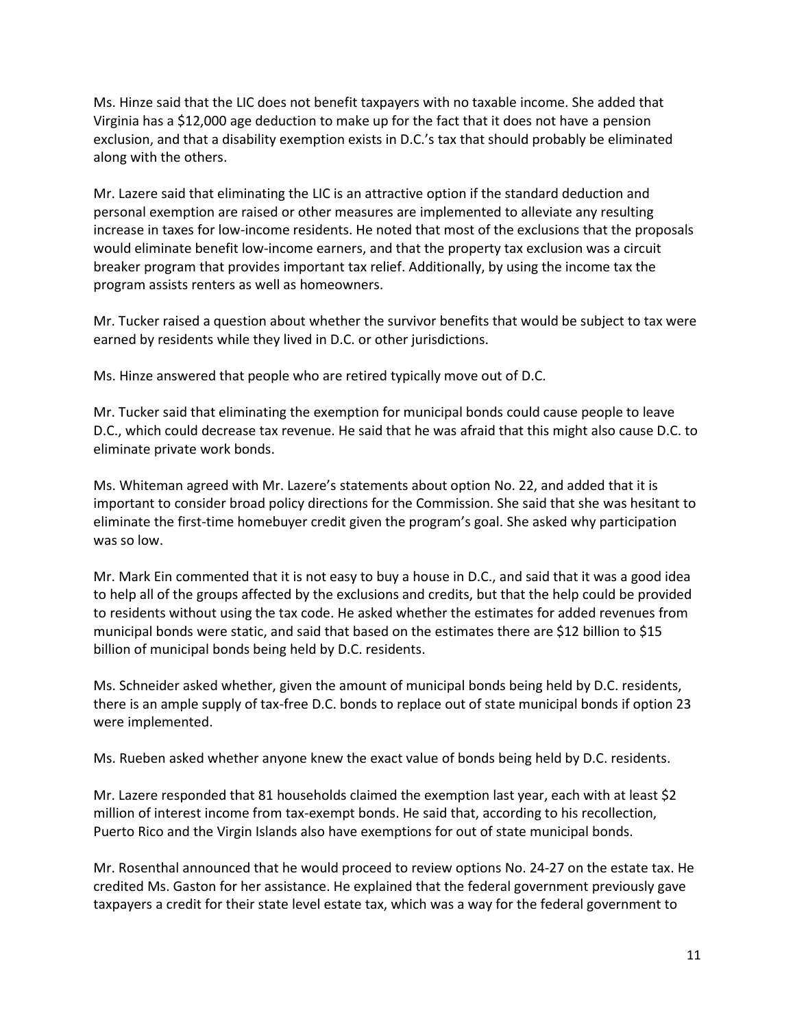Ms. Hinze said that the LIC does not benefit taxpayers with no taxable income. She added that Virginia has a $12,000 age deduction to make up for the fact that it does not have a pension exclusion, and that a disability exemption exists in D.C.'s tax that should probably be eliminated along with the others.

Mr. Lazere said that eliminating the LIC is an attractive option if the standard deduction and personal exemption are raised or other measures are implemented to alleviate any resulting increase in taxes for low-income residents. He noted that most of the exclusions that the proposals would eliminate benefit low-income earners, and that the property tax exclusion was a circuit breaker program that provides important tax relief. Additionally, by using the income tax the program assists renters as well as homeowners.

Mr. Tucker raised a question about whether the survivor benefits that would be subject to tax were earned by residents while they lived in D.C. or other jurisdictions.

Ms. Hinze answered that people who are retired typically move out of D.C.

Mr. Tucker said that eliminating the exemption for municipal bonds could cause people to leave D.C., which could decrease tax revenue. He said that he was afraid that this might also cause D.C. to eliminate private work bonds.

Ms. Whiteman agreed with Mr. Lazere's statements about option No. 22, and added that it is important to consider broad policy directions for the Commission. She said that she was hesitant to eliminate the first-time homebuyer credit given the program's goal. She asked why participation was so low.

Mr. Mark Ein commented that it is not easy to buy a house in D.C., and said that it was a good idea to help all of the groups affected by the exclusions and credits, but that the help could be provided to residents without using the tax code. He asked whether the estimates for added revenues from municipal bonds were static, and said that based on the estimates there are $12 billion to $15 billion of municipal bonds being held by D.C. residents.

Ms. Schneider asked whether, given the amount of municipal bonds being held by D.C. residents, there is an ample supply of tax-free D.C. bonds to replace out of state municipal bonds if option 23 were implemented.

Ms. Rueben asked whether anyone knew the exact value of bonds being held by D.C. residents.

Mr. Lazere responded that 81 households claimed the exemption last year, each with at least $2 million of interest income from tax-exempt bonds. He said that, according to his recollection, Puerto Rico and the Virgin Islands also have exemptions for out of state municipal bonds.

Mr. Rosenthal announced that he would proceed to review options No. 24-27 on the estate tax. He credited Ms. Gaston for her assistance. He explained that the federal government previously gave taxpayers a credit for their state level estate tax, which was a way for the federal government to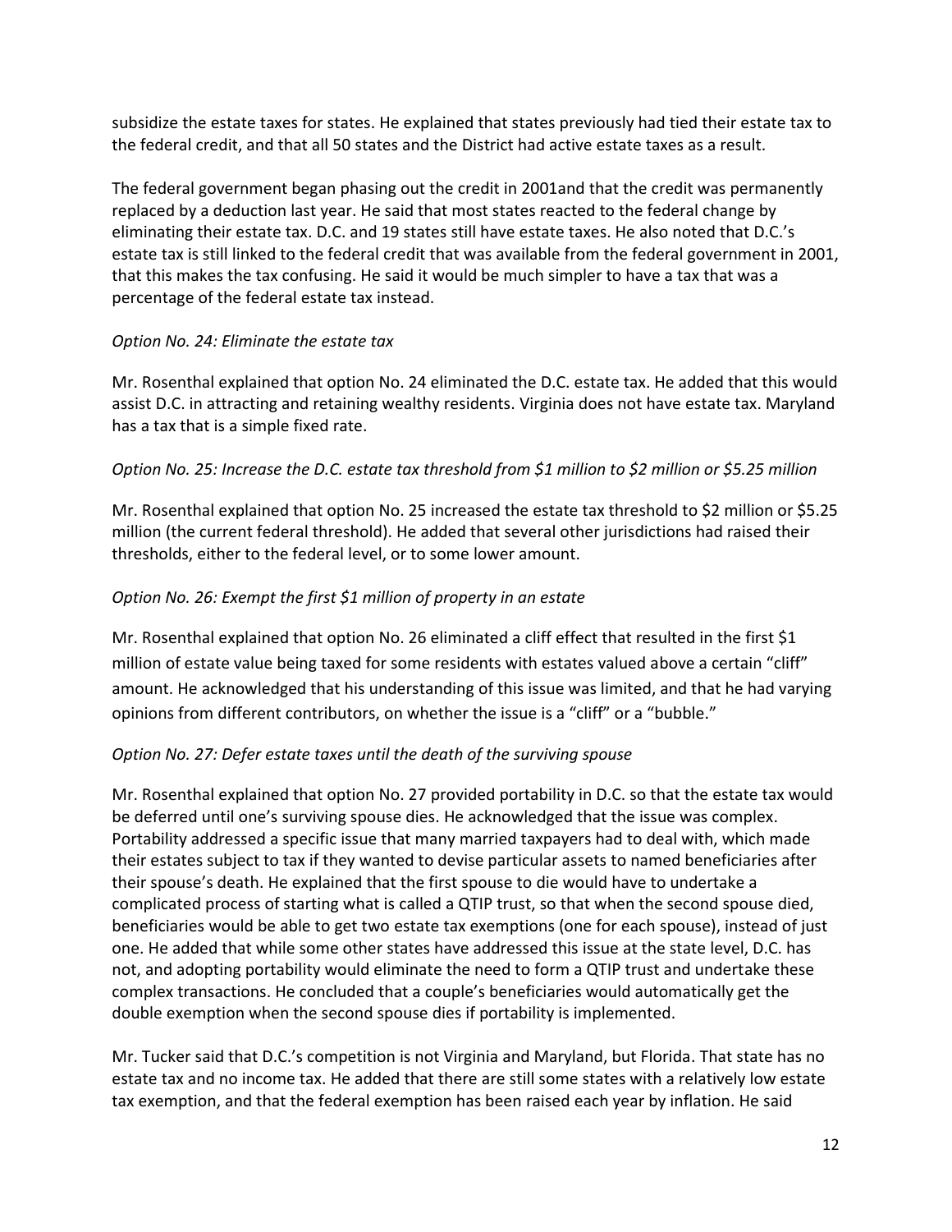subsidize the estate taxes for states. He explained that states previously had tied their estate tax to the federal credit, and that all 50 states and the District had active estate taxes as a result.

The federal government began phasing out the credit in 2001and that the credit was permanently replaced by a deduction last year. He said that most states reacted to the federal change by eliminating their estate tax. D.C. and 19 states still have estate taxes. He also noted that D.C.'s estate tax is still linked to the federal credit that was available from the federal government in 2001, that this makes the tax confusing. He said it would be much simpler to have a tax that was a percentage of the federal estate tax instead.

*Option No. 24: Eliminate the estate tax*

Mr. Rosenthal explained that option No. 24 eliminated the D.C. estate tax. He added that this would assist D.C. in attracting and retaining wealthy residents. Virginia does not have estate tax. Maryland has a tax that is a simple fixed rate.

*Option No. 25: Increase the D.C. estate tax threshold from $1 million to $2 million or $5.25 million*

Mr. Rosenthal explained that option No. 25 increased the estate tax threshold to $2 million or $5.25 million (the current federal threshold). He added that several other jurisdictions had raised their thresholds, either to the federal level, or to some lower amount.

*Option No. 26: Exempt the first $1 million of property in an estate*

Mr. Rosenthal explained that option No. 26 eliminated a cliff effect that resulted in the first $1 million of estate value being taxed for some residents with estates valued above a certain "cliff" amount. He acknowledged that his understanding of this issue was limited, and that he had varying opinions from different contributors, on whether the issue is a "cliff" or a "bubble."

*Option No. 27: Defer estate taxes until the death of the surviving spouse*

Mr. Rosenthal explained that option No. 27 provided portability in D.C. so that the estate tax would be deferred until one's surviving spouse dies. He acknowledged that the issue was complex. Portability addressed a specific issue that many married taxpayers had to deal with, which made their estates subject to tax if they wanted to devise particular assets to named beneficiaries after their spouse's death. He explained that the first spouse to die would have to undertake a complicated process of starting what is called a QTIP trust, so that when the second spouse died, beneficiaries would be able to get two estate tax exemptions (one for each spouse), instead of just one. He added that while some other states have addressed this issue at the state level, D.C. has not, and adopting portability would eliminate the need to form a QTIP trust and undertake these complex transactions. He concluded that a couple's beneficiaries would automatically get the double exemption when the second spouse dies if portability is implemented.

Mr. Tucker said that D.C.'s competition is not Virginia and Maryland, but Florida. That state has no estate tax and no income tax. He added that there are still some states with a relatively low estate tax exemption, and that the federal exemption has been raised each year by inflation. He said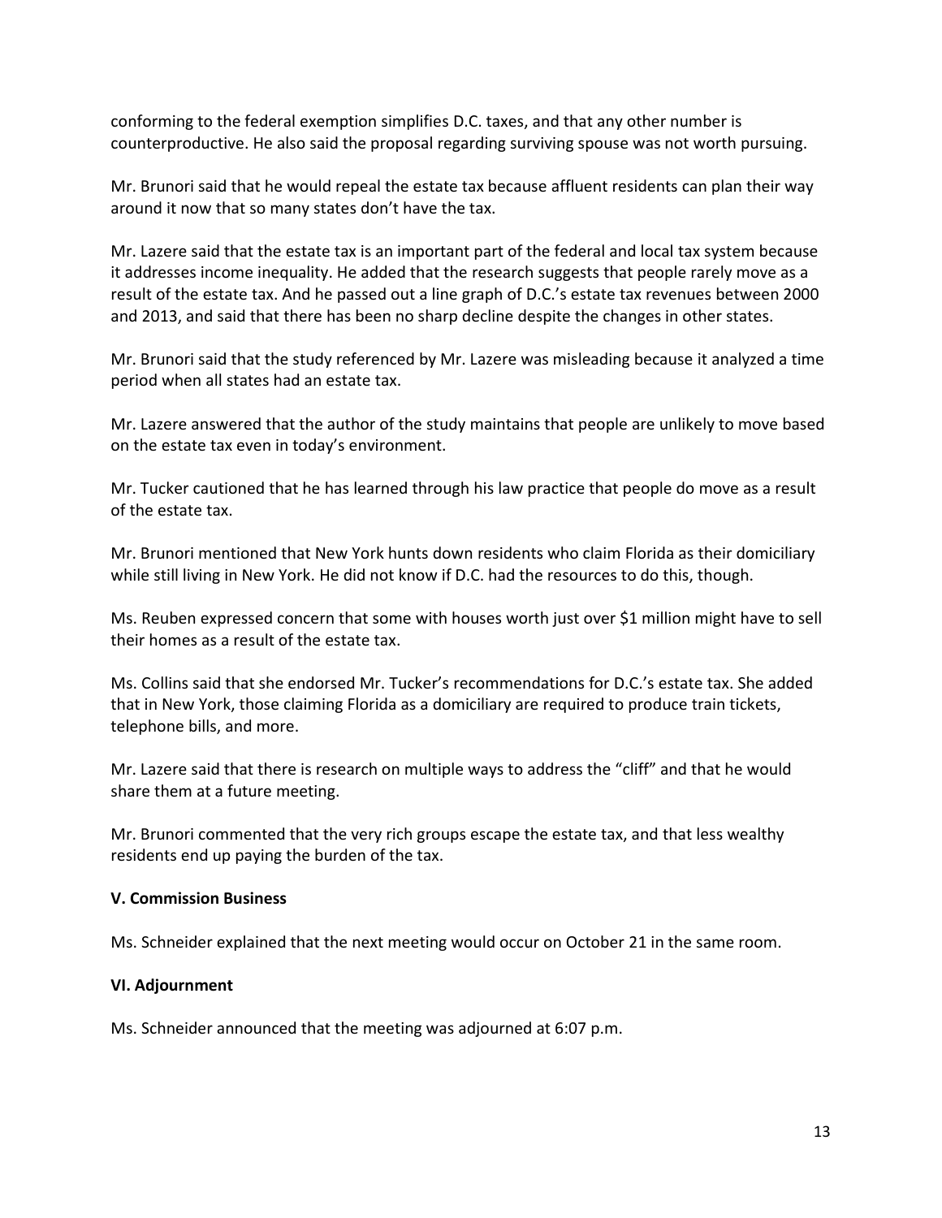conforming to the federal exemption simplifies D.C. taxes, and that any other number is counterproductive. He also said the proposal regarding surviving spouse was not worth pursuing.

Mr. Brunori said that he would repeal the estate tax because affluent residents can plan their way around it now that so many states don't have the tax.

Mr. Lazere said that the estate tax is an important part of the federal and local tax system because it addresses income inequality. He added that the research suggests that people rarely move as a result of the estate tax. And he passed out a line graph of D.C.'s estate tax revenues between 2000 and 2013, and said that there has been no sharp decline despite the changes in other states.

Mr. Brunori said that the study referenced by Mr. Lazere was misleading because it analyzed a time period when all states had an estate tax.

Mr. Lazere answered that the author of the study maintains that people are unlikely to move based on the estate tax even in today's environment.

Mr. Tucker cautioned that he has learned through his law practice that people do move as a result of the estate tax.

Mr. Brunori mentioned that New York hunts down residents who claim Florida as their domiciliary while still living in New York. He did not know if D.C. had the resources to do this, though.

Ms. Reuben expressed concern that some with houses worth just over $1 million might have to sell their homes as a result of the estate tax.

Ms. Collins said that she endorsed Mr. Tucker's recommendations for D.C.'s estate tax. She added that in New York, those claiming Florida as a domiciliary are required to produce train tickets, telephone bills, and more.

Mr. Lazere said that there is research on multiple ways to address the "cliff" and that he would share them at a future meeting.

Mr. Brunori commented that the very rich groups escape the estate tax, and that less wealthy residents end up paying the burden of the tax.

### V. Commission Business

Ms. Schneider explained that the next meeting would occur on October 21 in the same room.

### VI. Adjournment

Ms. Schneider announced that the meeting was adjourned at 6:07 p.m.